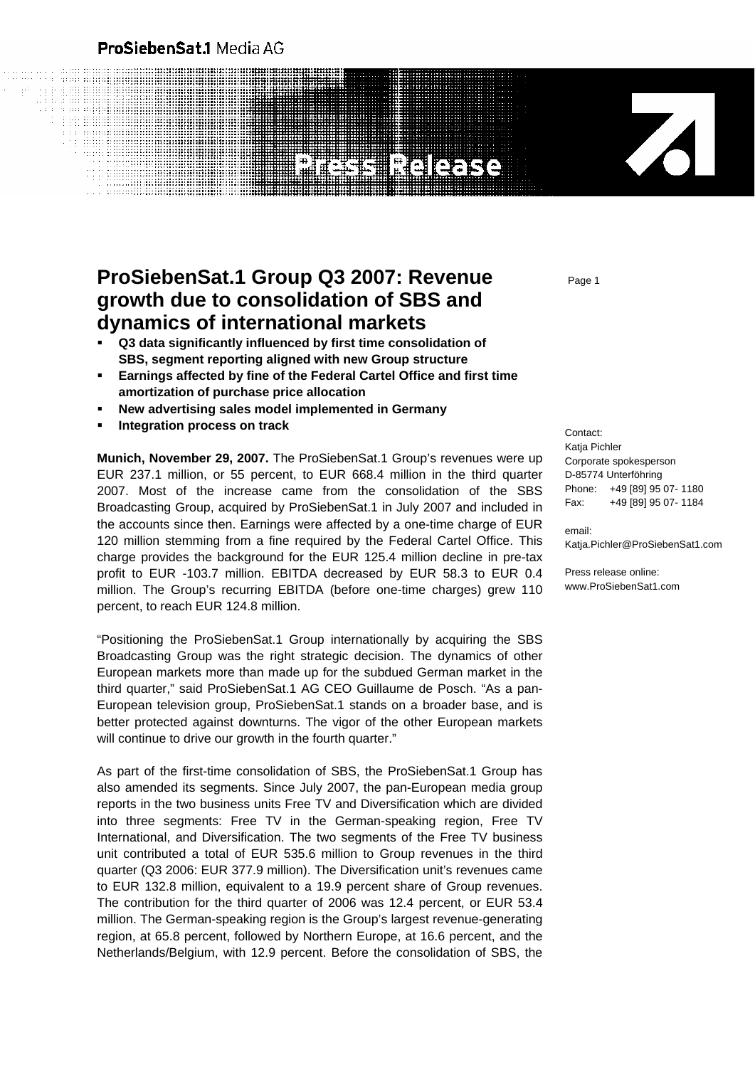ProSiebenSat.1 Media AG

Press Release

# ProSiebenSat.1 Group Q3 2007: Revenue growth due to consolidation of SBS and dynamics of international markets

- **Q3 data significantly influenced by first time consolidation of SBS, segment reporting aligned with new Group structure**
- **Earnings affected by fine of the Federal Cartel Office and first time amortization of purchase price allocation**
- **New advertising sales model implemented in Germany**
- **Integration process on track**

Contact:
Katja Pichler
Corporate spokesperson
D-85774 Unterföhring
Phone: +49 [89] 95 07- 1180
Fax: +49 [89] 95 07- 1184

email:
Katja.Pichler@ProSiebenSat1.com

Press release online:
www.ProSiebenSat1.com

**Munich, November 29, 2007.** The ProSiebenSat.1 Group's revenues were up EUR 237.1 million, or 55 percent, to EUR 668.4 million in the third quarter 2007. Most of the increase came from the consolidation of the SBS Broadcasting Group, acquired by ProSiebenSat.1 in July 2007 and included in the accounts since then. Earnings were affected by a one-time charge of EUR 120 million stemming from a fine required by the Federal Cartel Office. This charge provides the background for the EUR 125.4 million decline in pre-tax profit to EUR -103.7 million. EBITDA decreased by EUR 58.3 to EUR 0.4 million. The Group's recurring EBITDA (before one-time charges) grew 110 percent, to reach EUR 124.8 million.

"Positioning the ProSiebenSat.1 Group internationally by acquiring the SBS Broadcasting Group was the right strategic decision. The dynamics of other European markets more than made up for the subdued German market in the third quarter," said ProSiebenSat.1 AG CEO Guillaume de Posch. "As a pan-European television group, ProSiebenSat.1 stands on a broader base, and is better protected against downturns. The vigor of the other European markets will continue to drive our growth in the fourth quarter."

As part of the first-time consolidation of SBS, the ProSiebenSat.1 Group has also amended its segments. Since July 2007, the pan-European media group reports in the two business units Free TV and Diversification which are divided into three segments: Free TV in the German-speaking region, Free TV International, and Diversification. The two segments of the Free TV business unit contributed a total of EUR 535.6 million to Group revenues in the third quarter (Q3 2006: EUR 377.9 million). The Diversification unit's revenues came to EUR 132.8 million, equivalent to a 19.9 percent share of Group revenues. The contribution for the third quarter of 2006 was 12.4 percent, or EUR 53.4 million. The German-speaking region is the Group's largest revenue-generating region, at 65.8 percent, followed by Northern Europe, at 16.6 percent, and the Netherlands/Belgium, with 12.9 percent. Before the consolidation of SBS, the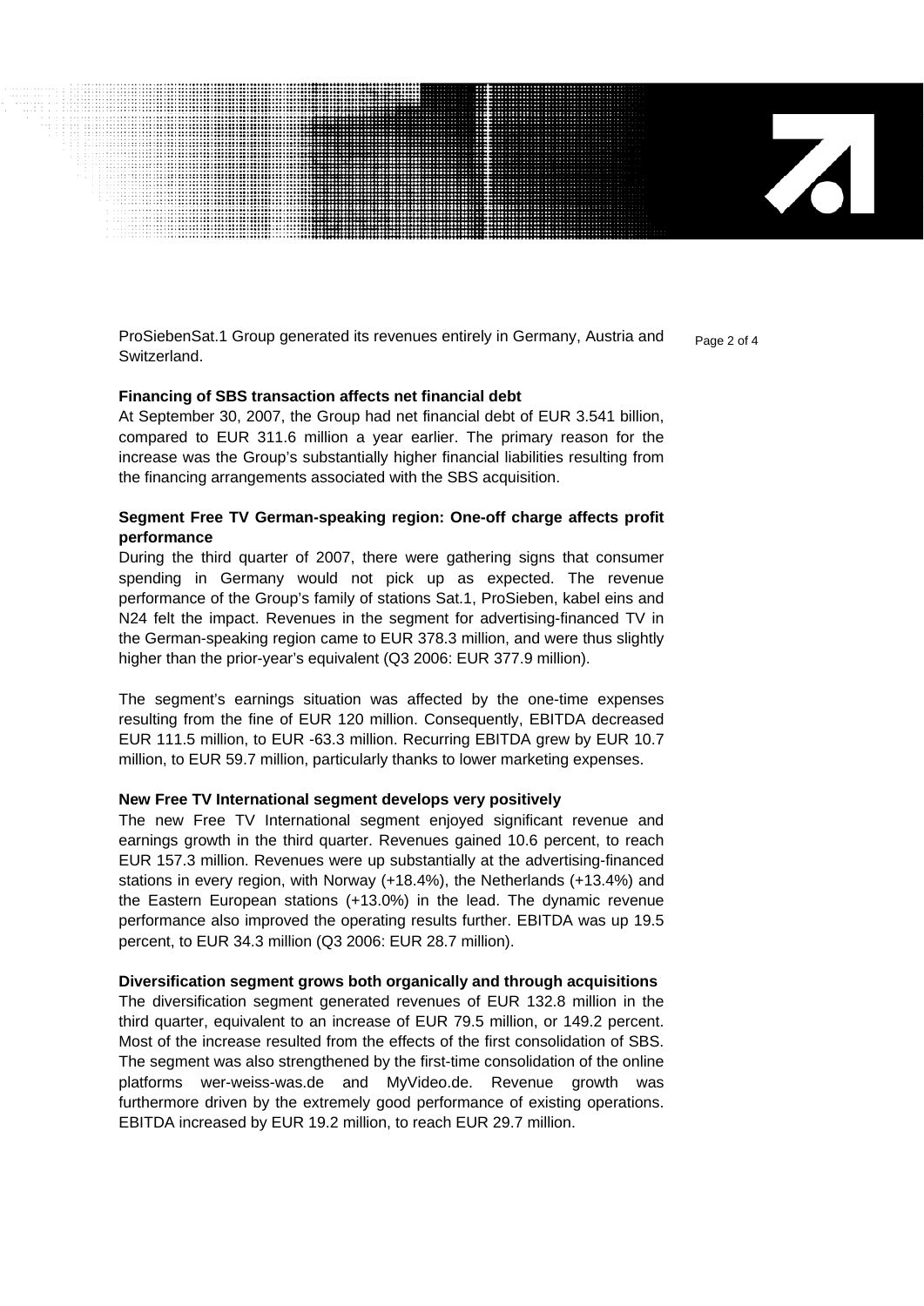ProSiebenSat.1 Group generated its revenues entirely in Germany, Austria and Switzerland.

**Financing of SBS transaction affects net financial debt**

At September 30, 2007, the Group had net financial debt of EUR 3.541 billion, compared to EUR 311.6 million a year earlier. The primary reason for the increase was the Group's substantially higher financial liabilities resulting from the financing arrangements associated with the SBS acquisition.

**Segment Free TV German-speaking region: One-off charge affects profit performance**

During the third quarter of 2007, there were gathering signs that consumer spending in Germany would not pick up as expected. The revenue performance of the Group's family of stations Sat.1, ProSieben, kabel eins and N24 felt the impact. Revenues in the segment for advertising-financed TV in the German-speaking region came to EUR 378.3 million, and were thus slightly higher than the prior-year's equivalent (Q3 2006: EUR 377.9 million).

The segment's earnings situation was affected by the one-time expenses resulting from the fine of EUR 120 million. Consequently, EBITDA decreased EUR 111.5 million, to EUR -63.3 million. Recurring EBITDA grew by EUR 10.7 million, to EUR 59.7 million, particularly thanks to lower marketing expenses.

**New Free TV International segment develops very positively**

The new Free TV International segment enjoyed significant revenue and earnings growth in the third quarter. Revenues gained 10.6 percent, to reach EUR 157.3 million. Revenues were up substantially at the advertising-financed stations in every region, with Norway (+18.4%), the Netherlands (+13.4%) and the Eastern European stations (+13.0%) in the lead. The dynamic revenue performance also improved the operating results further. EBITDA was up 19.5 percent, to EUR 34.3 million (Q3 2006: EUR 28.7 million).

**Diversification segment grows both organically and through acquisitions**

The diversification segment generated revenues of EUR 132.8 million in the third quarter, equivalent to an increase of EUR 79.5 million, or 149.2 percent. Most of the increase resulted from the effects of the first consolidation of SBS. The segment was also strengthened by the first-time consolidation of the online platforms wer-weiss-was.de and MyVideo.de. Revenue growth was furthermore driven by the extremely good performance of existing operations. EBITDA increased by EUR 19.2 million, to reach EUR 29.7 million.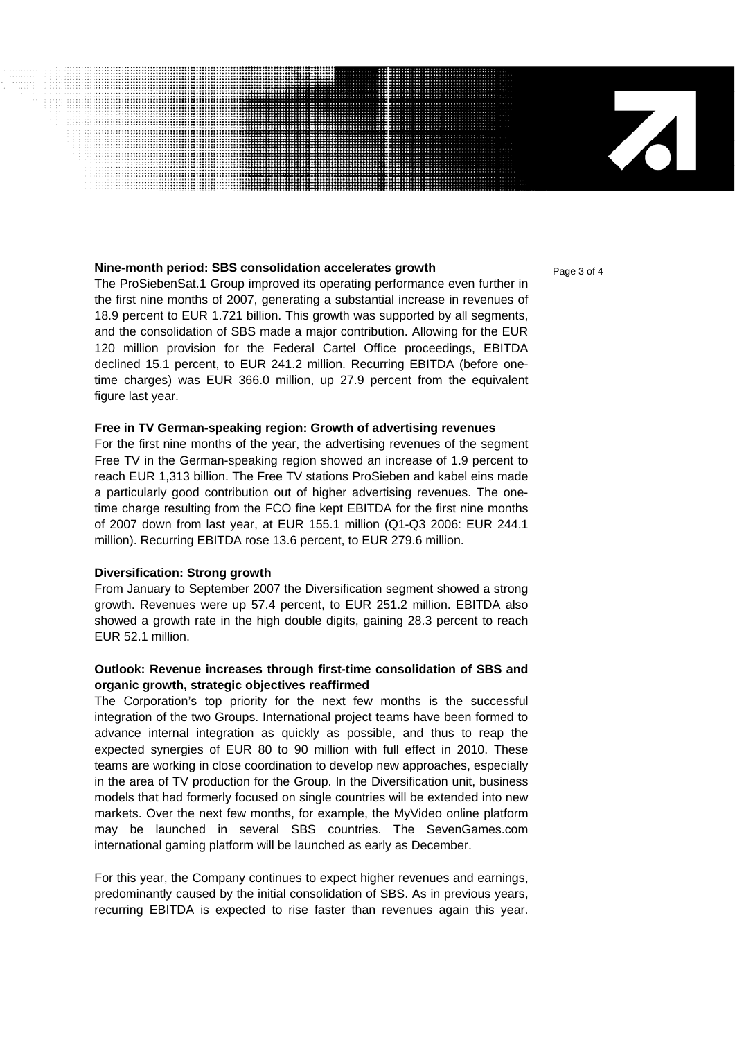**Nine-month period: SBS consolidation accelerates growth**

The ProSiebenSat.1 Group improved its operating performance even further in the first nine months of 2007, generating a substantial increase in revenues of 18.9 percent to EUR 1.721 billion. This growth was supported by all segments, and the consolidation of SBS made a major contribution. Allowing for the EUR 120 million provision for the Federal Cartel Office proceedings, EBITDA declined 15.1 percent, to EUR 241.2 million. Recurring EBITDA (before one-time charges) was EUR 366.0 million, up 27.9 percent from the equivalent figure last year.

**Free in TV German-speaking region: Growth of advertising revenues**

For the first nine months of the year, the advertising revenues of the segment Free TV in the German-speaking region showed an increase of 1.9 percent to reach EUR 1,313 billion. The Free TV stations ProSieben and kabel eins made a particularly good contribution out of higher advertising revenues. The one-time charge resulting from the FCO fine kept EBITDA for the first nine months of 2007 down from last year, at EUR 155.1 million (Q1-Q3 2006: EUR 244.1 million). Recurring EBITDA rose 13.6 percent, to EUR 279.6 million.

**Diversification: Strong growth**

From January to September 2007 the Diversification segment showed a strong growth. Revenues were up 57.4 percent, to EUR 251.2 million. EBITDA also showed a growth rate in the high double digits, gaining 28.3 percent to reach EUR 52.1 million.

**Outlook: Revenue increases through first-time consolidation of SBS and organic growth, strategic objectives reaffirmed**

The Corporation's top priority for the next few months is the successful integration of the two Groups. International project teams have been formed to advance internal integration as quickly as possible, and thus to reap the expected synergies of EUR 80 to 90 million with full effect in 2010. These teams are working in close coordination to develop new approaches, especially in the area of TV production for the Group. In the Diversification unit, business models that had formerly focused on single countries will be extended into new markets. Over the next few months, for example, the MyVideo online platform may be launched in several SBS countries. The SevenGames.com international gaming platform will be launched as early as December.

For this year, the Company continues to expect higher revenues and earnings, predominantly caused by the initial consolidation of SBS. As in previous years, recurring EBITDA is expected to rise faster than revenues again this year.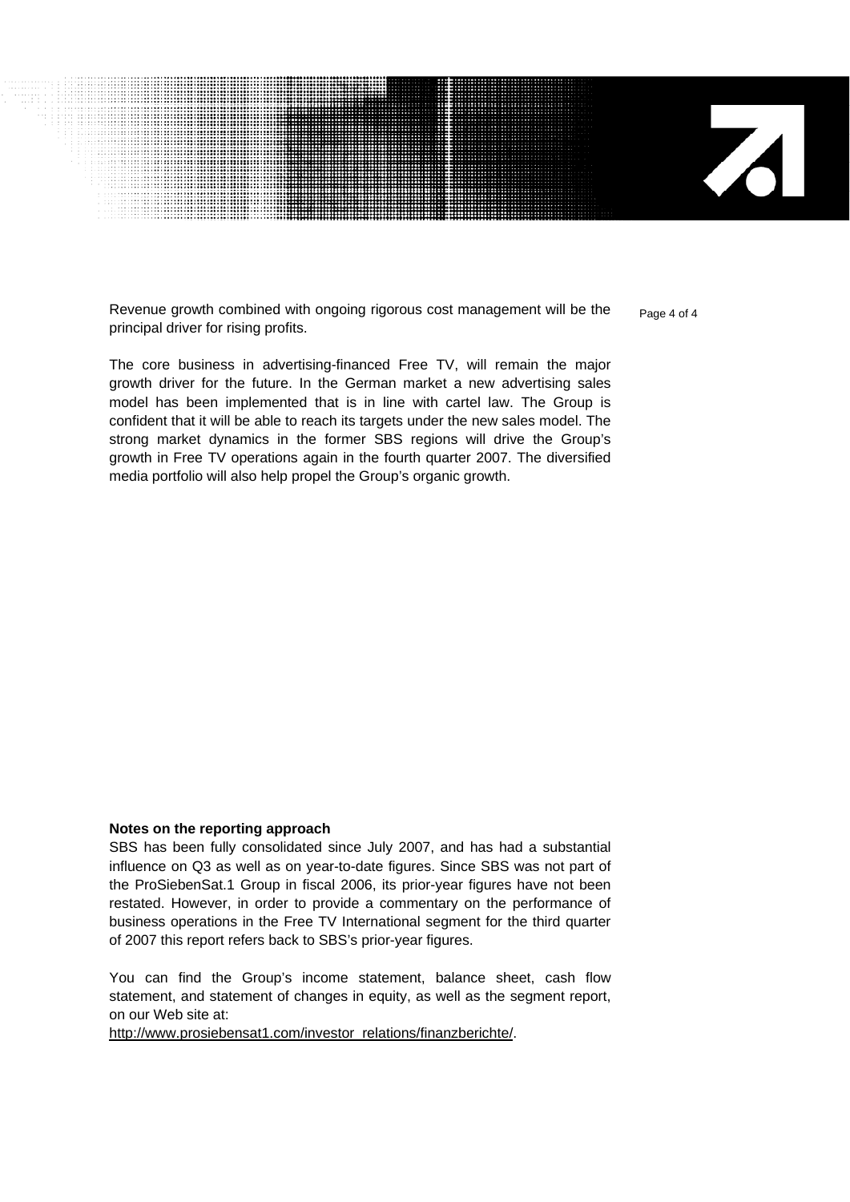Revenue growth combined with ongoing rigorous cost management will be the principal driver for rising profits.

The core business in advertising-financed Free TV, will remain the major growth driver for the future. In the German market a new advertising sales model has been implemented that is in line with cartel law. The Group is confident that it will be able to reach its targets under the new sales model. The strong market dynamics in the former SBS regions will drive the Group's growth in Free TV operations again in the fourth quarter 2007. The diversified media portfolio will also help propel the Group's organic growth.

**Notes on the reporting approach**

SBS has been fully consolidated since July 2007, and has had a substantial influence on Q3 as well as on year-to-date figures. Since SBS was not part of the ProSiebenSat.1 Group in fiscal 2006, its prior-year figures have not been restated. However, in order to provide a commentary on the performance of business operations in the Free TV International segment for the third quarter of 2007 this report refers back to SBS's prior-year figures.

You can find the Group's income statement, balance sheet, cash flow statement, and statement of changes in equity, as well as the segment report, on our Web site at:
http://www.prosiebensat1.com/investor_relations/finanzberichte/.